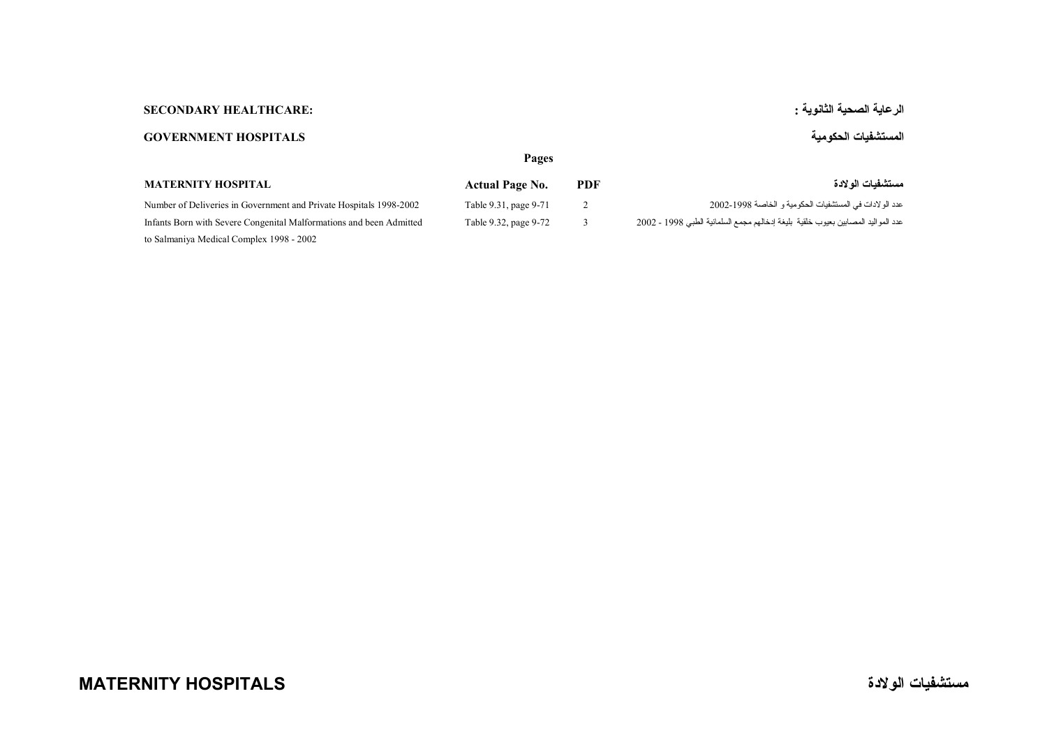**SECONDARY HEALTHCARE:** **الرعاية الصحية الثانوية :**

**GOVERNMENT HOSPITALS** **المستشفيات الحكومية**

| MATERNITY HOSPITAL | Pages | | مستشفيات الولادة |
|---|---|---|---|
| | **Actual Page No.** | **PDF** | |
| Number of Deliveries in Government and Private Hospitals 1998-2002 | Table 9.31, page 9-71 | 2 | عدد الولادات في المستشفيات الحكومية و الخاصة 1998-2002 |
| Infants Born with Severe Congenital Malformations and been Admitted to Salmaniya Medical Complex 1998 - 2002 | Table 9.32, page 9-72 | 3 | عدد المواليد المصابين بعيوب خلقية بليغة إدخالهم مجمع السلمانية الطبي 1998 - 2002 |

# MATERNITY HOSPITALS مستشفيات الولادة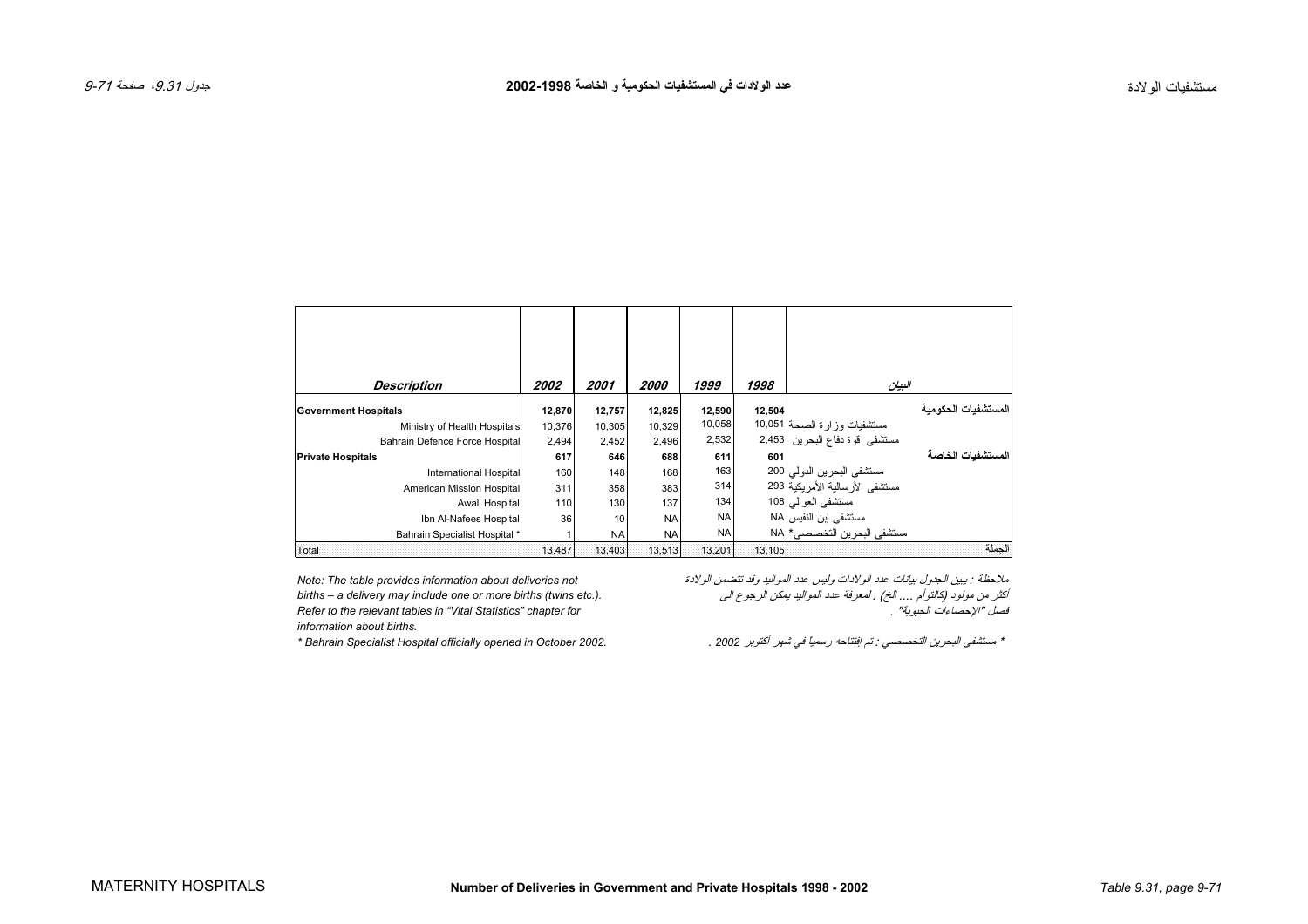# عدد الولادات في المستشفيات الحكومية و الخاصة 1998-2002

| *Description* | *2002* | *2001* | *2000* | *1999* | *1998* | *البيان* |
|---|---|---|---|---|---|---|
| **Government Hospitals** | **12,870** | **12,757** | **12,825** | **12,590** | **12,504** | **المستشفيات الحكومية** |
| Ministry of Health Hospitals | 10,376 | 10,305 | 10,329 | 10,058 | 10,051 | مستشفيات وزارة الصحة |
| Bahrain Defence Force Hospital | 2,494 | 2,452 | 2,496 | 2,532 | 2,453 | مستشفى قوة دفاع البحرين |
| **Private Hospitals** | **617** | **646** | **688** | **611** | **601** | **المستشفيات الخاصة** |
| International Hospital | 160 | 148 | 168 | 163 | 200 | مستشفى البحرين الدولي |
| American Mission Hospital | 311 | 358 | 383 | 314 | 293 | مستشفى الأرسالية الأمريكية |
| Awali Hospital | 110 | 130 | 137 | 134 | 108 | مستشفى العوالي |
| Ibn Al-Nafees Hospital | 36 | 10 | NA | NA | NA | مستشفى إبن النفيس |
| Bahrain Specialist Hospital * | 1 | NA | NA | NA | NA | مستشفى البحرين التخصصي* |
| Total | 13,487 | 13,403 | 13,513 | 13,201 | 13,105 | الجملة |

*Note: The table provides information about deliveries not births – a delivery may include one or more births (twins etc.). Refer to the relevant tables in "Vital Statistics" chapter for information about births.*

*\* Bahrain Specialist Hospital officially opened in October 2002.*

*ملاحظة : يبين الجدول بيانات عدد الولادات وليس عدد المواليد وقد تتضمن الولادة أكثر من مولود (كالتوأم .... الخ) . لمعرفة عدد المواليد يمكن الرجوع الى فصل "الإحصاءات الحيوية" .*

*\* مستشفى البحرين التخصصي : تم إفتتاحه رسمياً في شهر أكتوبر 2002 .*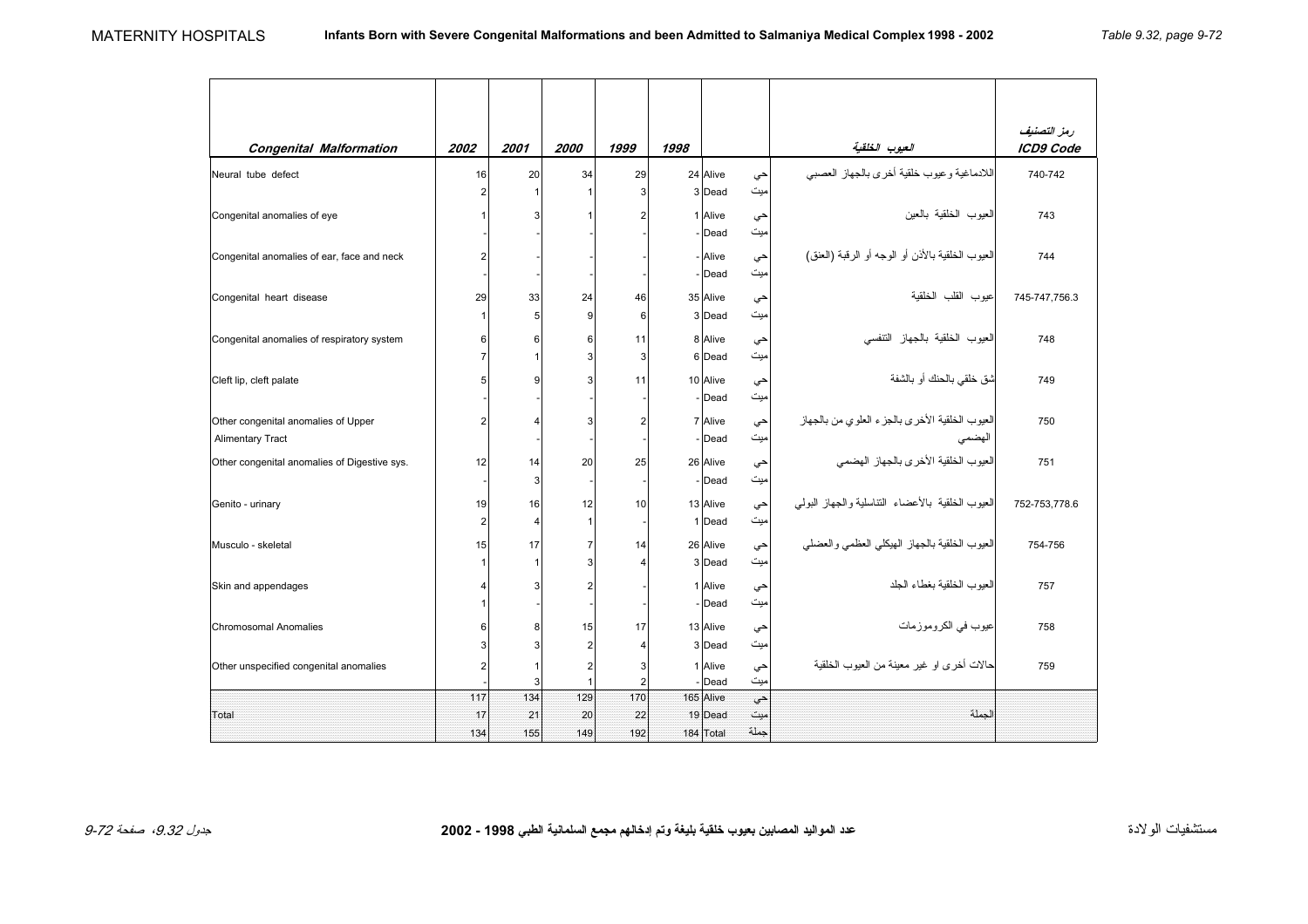# Infants Born with Severe Congenital Malformations and been Admitted to Salmaniya Medical Complex 1998 - 2002

# عدد المواليد المصابين بعيوب خلقية بليغة وتم إدخالهم مجمع السلمانية الطبي 1998 - 2002

| Congenital Malformation | 2002 | 2001 | 2000 | 1999 | 1998 | | | العيوب الخلقية | رمز التصنيف ICD9 Code |
|---|---|---|---|---|---|---|---|---|---|
| Neural tube defect | 16 | 20 | 34 | 29 | 24 | Alive | حي | اللادماغية وعيوب خلقية أخرى بالجهاز العصبي | 740-742 |
| | 2 | 1 | 1 | 3 | 3 | Dead | ميت | | |
| Congenital anomalies of eye | 1 | 3 | 1 | 2 | 1 | Alive | حي | العيوب الخلقية بالعين | 743 |
| | - | - | - | - | - | Dead | ميت | | |
| Congenital anomalies of ear, face and neck | 2 | - | - | - | - | Alive | حي | العيوب الخلقية بالأذن أو الوجه أو الرقبة (العنق) | 744 |
| | - | - | - | - | - | Dead | ميت | | |
| Congenital heart disease | 29 | 33 | 24 | 46 | 35 | Alive | حي | عيوب القلب الخلقية | 745-747,756.3 |
| | 1 | 5 | 9 | 6 | 3 | Dead | ميت | | |
| Congenital anomalies of respiratory system | 6 | 6 | 6 | 11 | 8 | Alive | حي | العيوب الخلقية بالجهاز التنفسي | 748 |
| | 7 | 1 | 3 | 3 | 6 | Dead | ميت | | |
| Cleft lip, cleft palate | 5 | 9 | 3 | 11 | 10 | Alive | حي | شق خلقي بالحنك أو بالشفة | 749 |
| | - | - | - | - | - | Dead | ميت | | |
| Other congenital anomalies of Upper Alimentary Tract | 2 | 4 | 3 | 2 | 7 | Alive | حي | العيوب الخلقية الأخرى بالجزء العلوي من بالجهاز الهضمي | 750 |
| | | - | - | - | - | Dead | ميت | | |
| Other congenital anomalies of Digestive sys. | 12 | 14 | 20 | 25 | 26 | Alive | حي | العيوب الخلقية الأخرى بالجهاز الهضمي | 751 |
| | - | 3 | - | - | - | Dead | ميت | | |
| Genito - urinary | 19 | 16 | 12 | 10 | 13 | Alive | حي | العيوب الخلقية بالأعضاء التناسلية والجهاز البولي | 752-753,778.6 |
| | 2 | 4 | 1 | - | 1 | Dead | ميت | | |
| Musculo - skeletal | 15 | 17 | 7 | 14 | 26 | Alive | حي | العيوب الخلقية بالجهاز الهيكلي العظمي والعضلي | 754-756 |
| | 1 | 1 | 3 | 4 | 3 | Dead | ميت | | |
| Skin and appendages | 4 | 3 | 2 | - | 1 | Alive | حي | العيوب الخلقية بغطاء الجلد | 757 |
| | 1 | - | - | - | - | Dead | ميت | | |
| Chromosomal Anomalies | 6 | 8 | 15 | 17 | 13 | Alive | حي | عيوب في الكروموزمات | 758 |
| | 3 | 3 | 2 | 4 | 3 | Dead | ميت | | |
| Other unspecified congenital anomalies | 2 | 1 | 2 | 3 | 1 | Alive | حي | حالات أخرى او غير معينة من العيوب الخلقية | 759 |
| | - | 3 | 1 | 2 | - | Dead | ميت | | |
| | 117 | 134 | 129 | 170 | 165 | Alive | حي | | |
| Total | 17 | 21 | 20 | 22 | 19 | Dead | ميت | الجملة | |
| | 134 | 155 | 149 | 192 | 184 | Total | جملة | | |